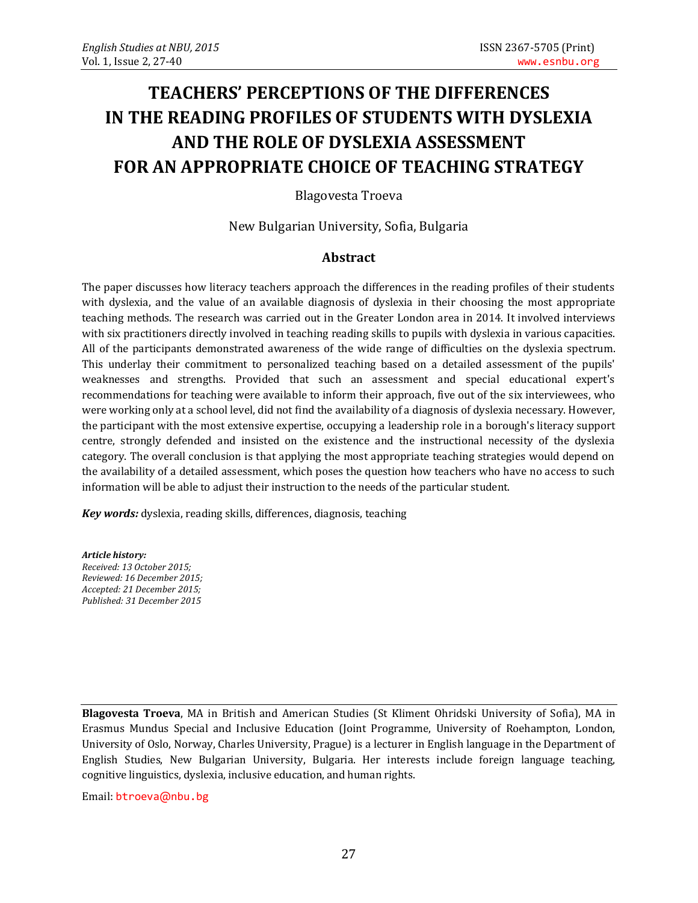# TEACHERS' PERCEPTIONS OF THE DIFFERENCES IN THE READING PROFILES OF STUDENTS WITH DYSLEXIA AND THE ROLE OF DYSLEXIA ASSESSMENT FOR AN APPROPRIATE CHOICE OF TEACHING STRATEGY

Blagovesta Troeva

New Bulgarian University, Sofia, Bulgaria

## Abstract

The paper discusses how literacy teachers approach the differences in the reading profiles of their students with dyslexia, and the value of an available diagnosis of dyslexia in their choosing the most appropriate teaching methods. The research was carried out in the Greater London area in 2014. It involved interviews with six practitioners directly involved in teaching reading skills to pupils with dyslexia in various capacities. All of the participants demonstrated awareness of the wide range of difficulties on the dyslexia spectrum. This underlay their commitment to personalized teaching based on a detailed assessment of the pupils' weaknesses and strengths. Provided that such an assessment and special educational expert's recommendations for teaching were available to inform their approach, five out of the six interviewees, who were working only at a school level, did not find the availability of a diagnosis of dyslexia necessary. However, the participant with the most extensive expertise, occupying a leadership role in a borough's literacy support centre, strongly defended and insisted on the existence and the instructional necessity of the dyslexia category. The overall conclusion is that applying the most appropriate teaching strategies would depend on the availability of a detailed assessment, which poses the question how teachers who have no access to such information will be able to adjust their instruction to the needs of the particular student.

***Key words:*** dyslexia, reading skills, differences, diagnosis, teaching

***Article history:***
*Received: 13 October 2015;*
*Reviewed: 16 December 2015;*
*Accepted: 21 December 2015;*
*Published: 31 December 2015*

---

**Blagovesta Troeva**, MA in British and American Studies (St Kliment Ohridski University of Sofia), MA in Erasmus Mundus Special and Inclusive Education (Joint Programme, University of Roehampton, London, University of Oslo, Norway, Charles University, Prague) is a lecturer in English language in the Department of English Studies, New Bulgarian University, Bulgaria. Her interests include foreign language teaching, cognitive linguistics, dyslexia, inclusive education, and human rights.

Email: btroeva@nbu.bg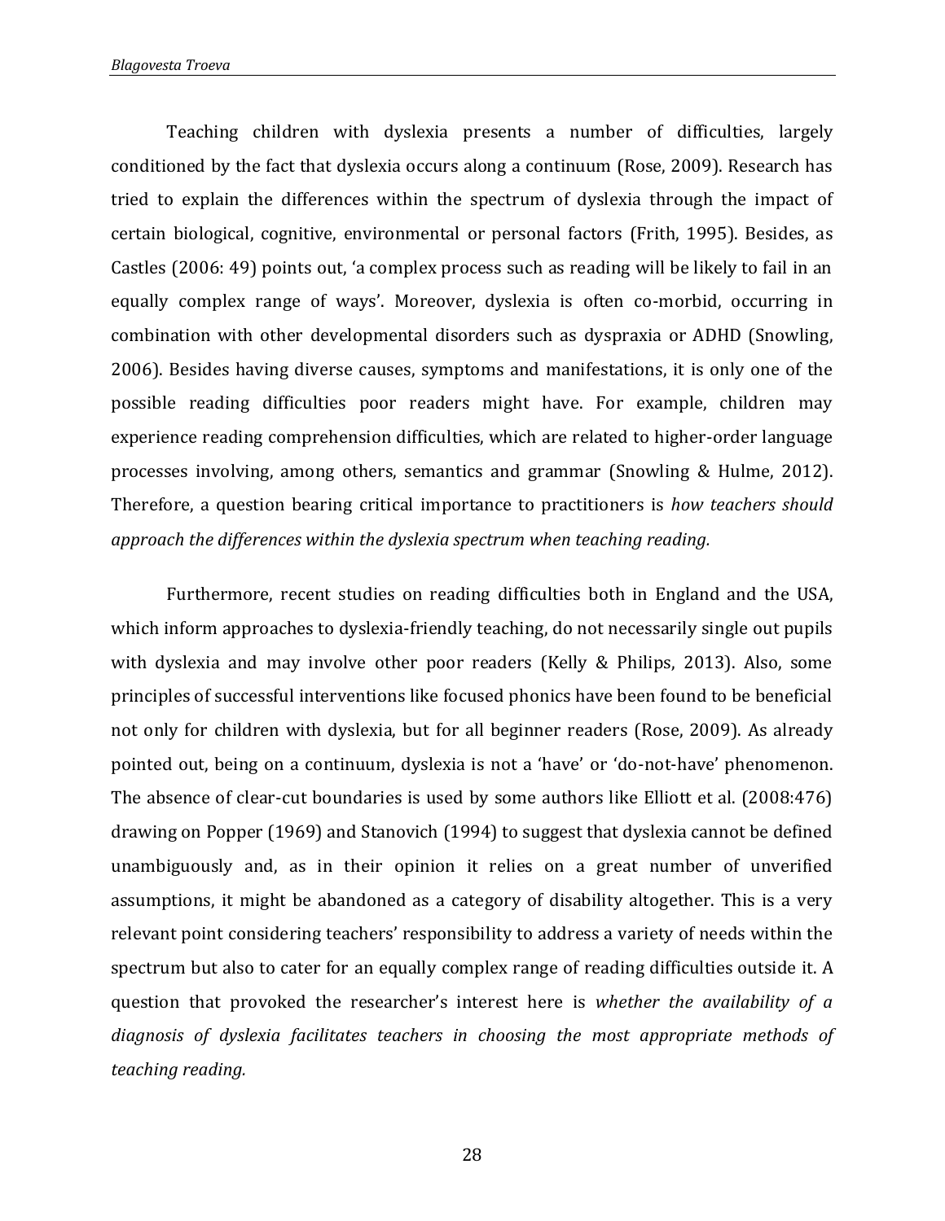Teaching children with dyslexia presents a number of difficulties, largely conditioned by the fact that dyslexia occurs along a continuum (Rose, 2009). Research has tried to explain the differences within the spectrum of dyslexia through the impact of certain biological, cognitive, environmental or personal factors (Frith, 1995). Besides, as Castles (2006: 49) points out, 'a complex process such as reading will be likely to fail in an equally complex range of ways'. Moreover, dyslexia is often co-morbid, occurring in combination with other developmental disorders such as dyspraxia or ADHD (Snowling, 2006). Besides having diverse causes, symptoms and manifestations, it is only one of the possible reading difficulties poor readers might have. For example, children may experience reading comprehension difficulties, which are related to higher-order language processes involving, among others, semantics and grammar (Snowling & Hulme, 2012). Therefore, a question bearing critical importance to practitioners is *how teachers should approach the differences within the dyslexia spectrum when teaching reading.*

Furthermore, recent studies on reading difficulties both in England and the USA, which inform approaches to dyslexia-friendly teaching, do not necessarily single out pupils with dyslexia and may involve other poor readers (Kelly & Philips, 2013). Also, some principles of successful interventions like focused phonics have been found to be beneficial not only for children with dyslexia, but for all beginner readers (Rose, 2009). As already pointed out, being on a continuum, dyslexia is not a 'have' or 'do-not-have' phenomenon. The absence of clear-cut boundaries is used by some authors like Elliott et al. (2008:476) drawing on Popper (1969) and Stanovich (1994) to suggest that dyslexia cannot be defined unambiguously and, as in their opinion it relies on a great number of unverified assumptions, it might be abandoned as a category of disability altogether. This is a very relevant point considering teachers' responsibility to address a variety of needs within the spectrum but also to cater for an equally complex range of reading difficulties outside it. A question that provoked the researcher's interest here is *whether the availability of a diagnosis of dyslexia facilitates teachers in choosing the most appropriate methods of teaching reading.*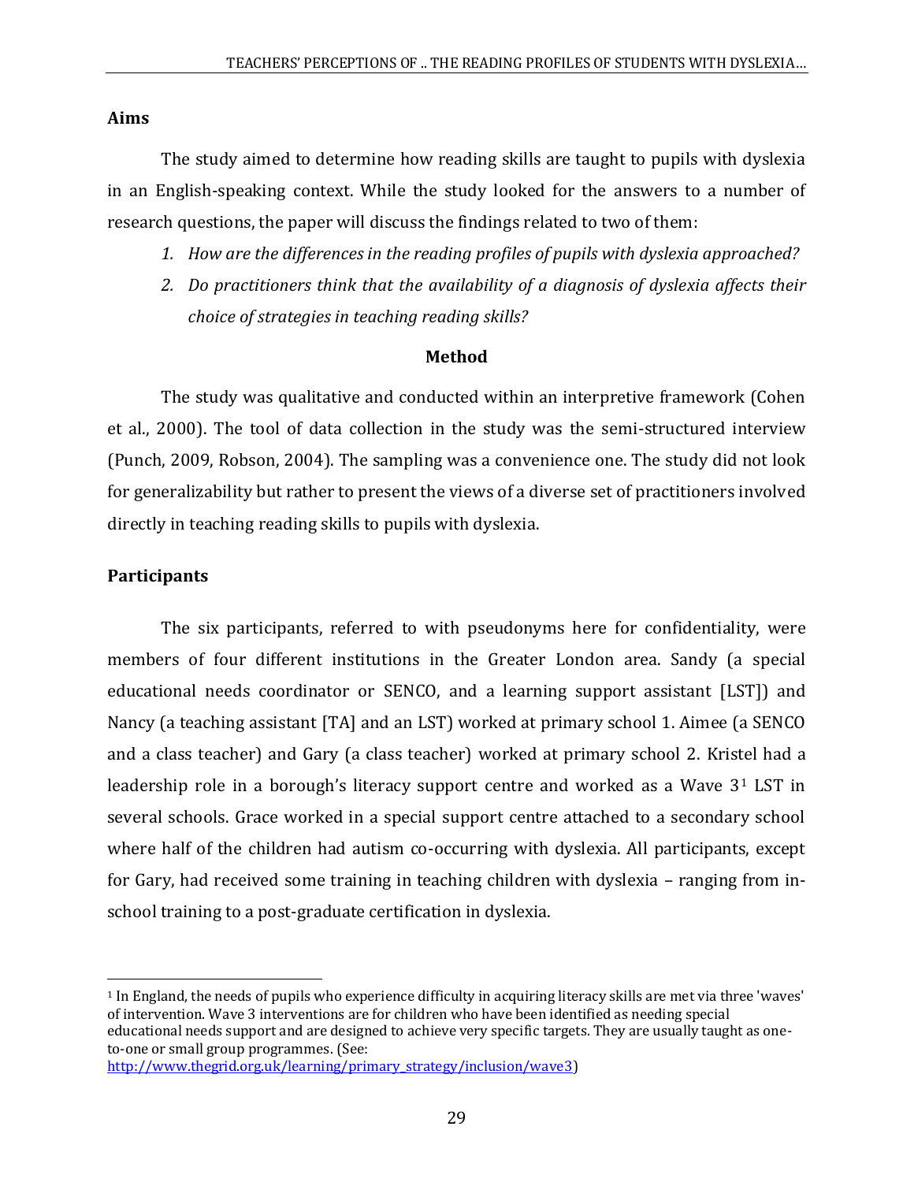## Aims

The study aimed to determine how reading skills are taught to pupils with dyslexia in an English-speaking context. While the study looked for the answers to a number of research questions, the paper will discuss the findings related to two of them:

1. *How are the differences in the reading profiles of pupils with dyslexia approached?*
2. *Do practitioners think that the availability of a diagnosis of dyslexia affects their choice of strategies in teaching reading skills?*

## Method

The study was qualitative and conducted within an interpretive framework (Cohen et al., 2000). The tool of data collection in the study was the semi-structured interview (Punch, 2009, Robson, 2004). The sampling was a convenience one. The study did not look for generalizability but rather to present the views of a diverse set of practitioners involved directly in teaching reading skills to pupils with dyslexia.

## Participants

The six participants, referred to with pseudonyms here for confidentiality, were members of four different institutions in the Greater London area. Sandy (a special educational needs coordinator or SENCO, and a learning support assistant [LST]) and Nancy (a teaching assistant [TA] and an LST) worked at primary school 1. Aimee (a SENCO and a class teacher) and Gary (a class teacher) worked at primary school 2. Kristel had a leadership role in a borough's literacy support centre and worked as a Wave 3[1] LST in several schools. Grace worked in a special support centre attached to a secondary school where half of the children had autism co-occurring with dyslexia. All participants, except for Gary, had received some training in teaching children with dyslexia – ranging from in-school training to a post-graduate certification in dyslexia.

---

[1] In England, the needs of pupils who experience difficulty in acquiring literacy skills are met via three 'waves' of intervention. Wave 3 interventions are for children who have been identified as needing special educational needs support and are designed to achieve very specific targets. They are usually taught as one-to-one or small group programmes. (See: http://www.thegrid.org.uk/learning/primary_strategy/inclusion/wave3)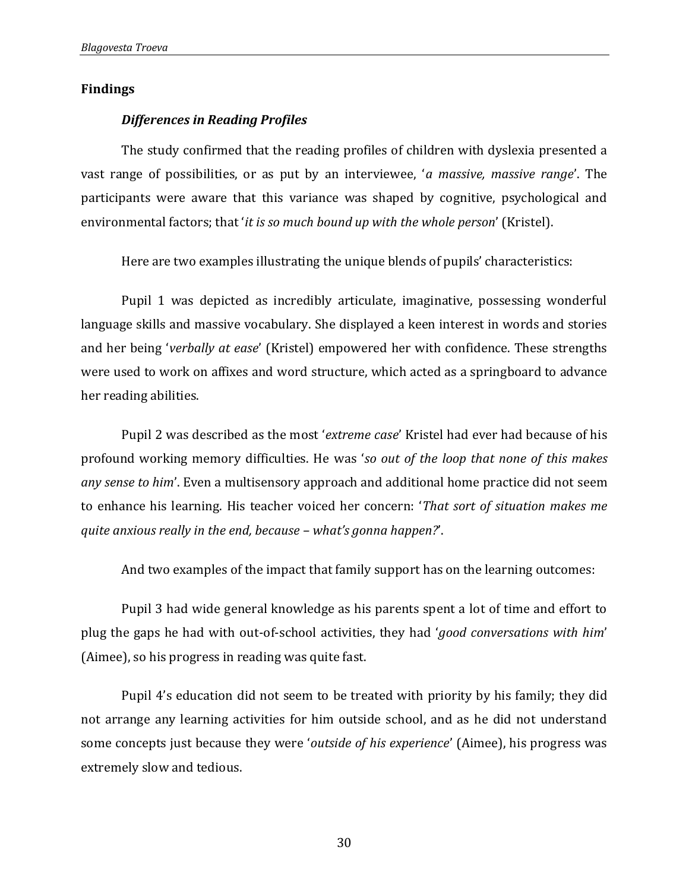## Findings

### *Differences in Reading Profiles*

The study confirmed that the reading profiles of children with dyslexia presented a vast range of possibilities, or as put by an interviewee, '*a massive, massive range*'. The participants were aware that this variance was shaped by cognitive, psychological and environmental factors; that '*it is so much bound up with the whole person*' (Kristel).

Here are two examples illustrating the unique blends of pupils' characteristics:

Pupil 1 was depicted as incredibly articulate, imaginative, possessing wonderful language skills and massive vocabulary. She displayed a keen interest in words and stories and her being '*verbally at ease*' (Kristel) empowered her with confidence. These strengths were used to work on affixes and word structure, which acted as a springboard to advance her reading abilities.

Pupil 2 was described as the most '*extreme case*' Kristel had ever had because of his profound working memory difficulties. He was '*so out of the loop that none of this makes any sense to him*'. Even a multisensory approach and additional home practice did not seem to enhance his learning. His teacher voiced her concern: '*That sort of situation makes me quite anxious really in the end, because – what's gonna happen?*'.

And two examples of the impact that family support has on the learning outcomes:

Pupil 3 had wide general knowledge as his parents spent a lot of time and effort to plug the gaps he had with out-of-school activities, they had '*good conversations with him*' (Aimee), so his progress in reading was quite fast.

Pupil 4's education did not seem to be treated with priority by his family; they did not arrange any learning activities for him outside school, and as he did not understand some concepts just because they were '*outside of his experience*' (Aimee), his progress was extremely slow and tedious.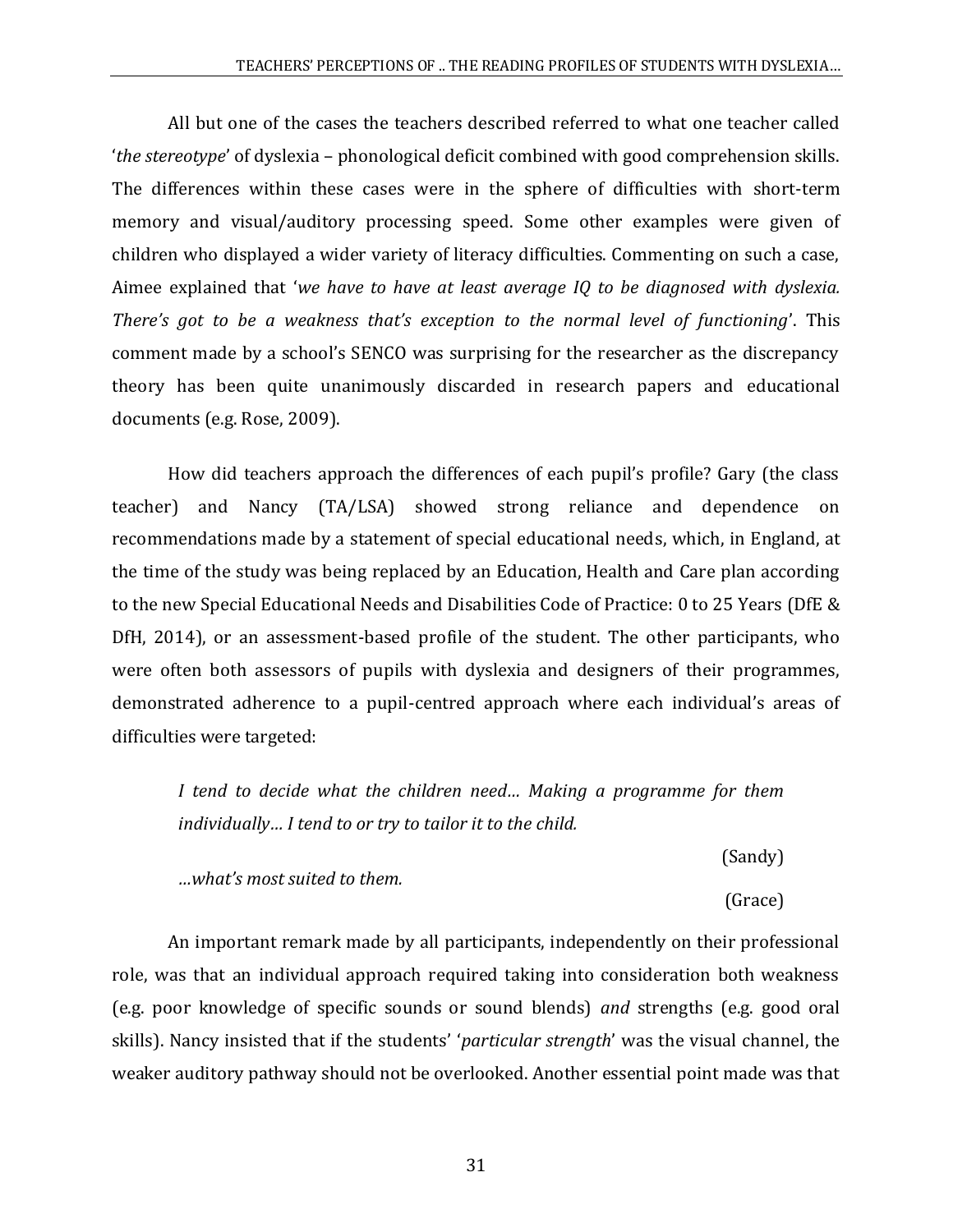All but one of the cases the teachers described referred to what one teacher called '*the stereotype*' of dyslexia – phonological deficit combined with good comprehension skills. The differences within these cases were in the sphere of difficulties with short-term memory and visual/auditory processing speed. Some other examples were given of children who displayed a wider variety of literacy difficulties. Commenting on such a case, Aimee explained that '*we have to have at least average IQ to be diagnosed with dyslexia. There's got to be a weakness that's exception to the normal level of functioning*'. This comment made by a school's SENCO was surprising for the researcher as the discrepancy theory has been quite unanimously discarded in research papers and educational documents (e.g. Rose, 2009).

How did teachers approach the differences of each pupil's profile? Gary (the class teacher) and Nancy (TA/LSA) showed strong reliance and dependence on recommendations made by a statement of special educational needs, which, in England, at the time of the study was being replaced by an Education, Health and Care plan according to the new Special Educational Needs and Disabilities Code of Practice: 0 to 25 Years (DfE & DfH, 2014), or an assessment-based profile of the student. The other participants, who were often both assessors of pupils with dyslexia and designers of their programmes, demonstrated adherence to a pupil-centred approach where each individual's areas of difficulties were targeted:

> *I tend to decide what the children need… Making a programme for them individually… I tend to or try to tailor it to the child.*
>
> (Sandy)
>
> *…what's most suited to them.*
>
> (Grace)

An important remark made by all participants, independently on their professional role, was that an individual approach required taking into consideration both weakness (e.g. poor knowledge of specific sounds or sound blends) *and* strengths (e.g. good oral skills). Nancy insisted that if the students' '*particular strength*' was the visual channel, the weaker auditory pathway should not be overlooked. Another essential point made was that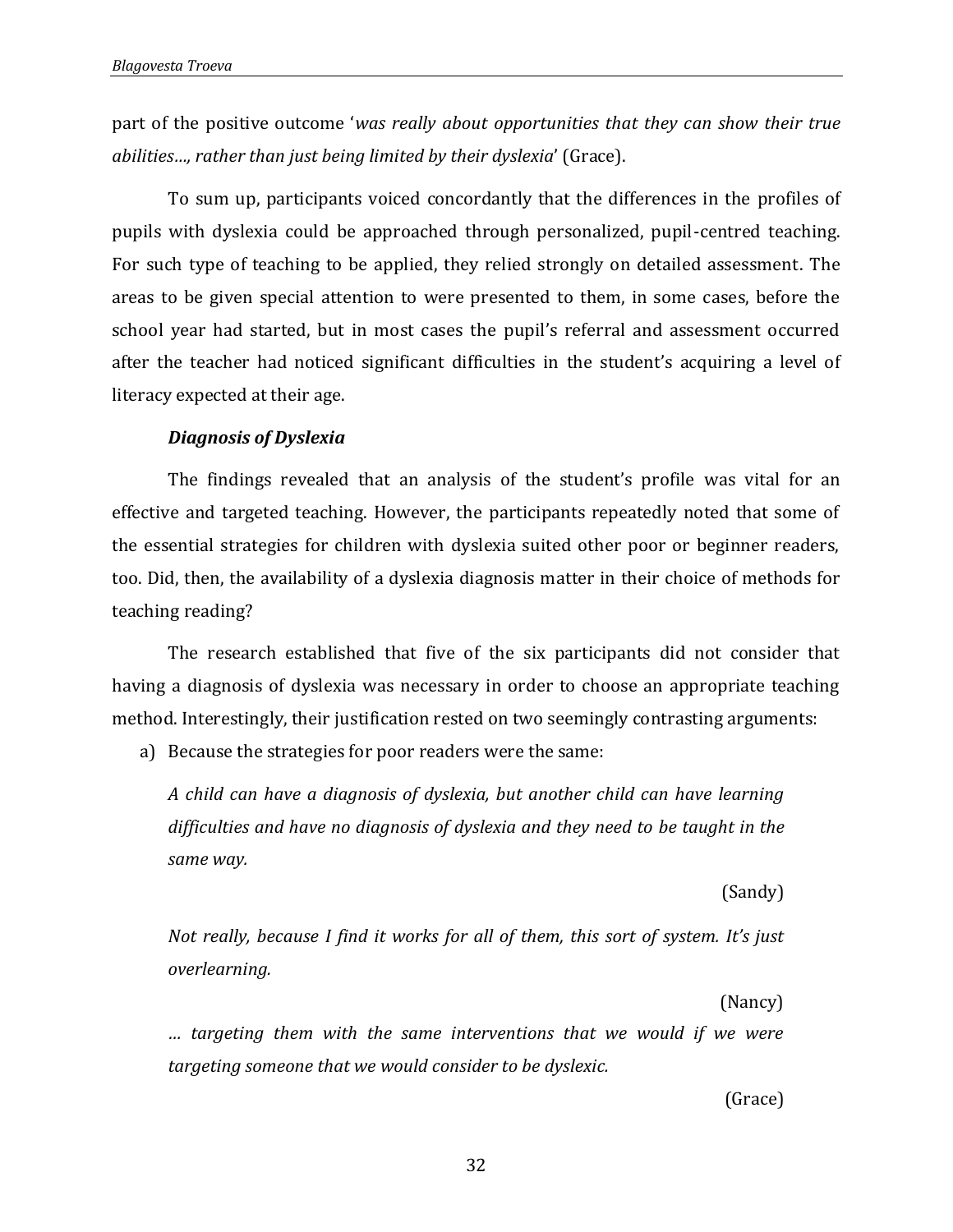part of the positive outcome '*was really about opportunities that they can show their true abilities…, rather than just being limited by their dyslexia*' (Grace).

To sum up, participants voiced concordantly that the differences in the profiles of pupils with dyslexia could be approached through personalized, pupil-centred teaching. For such type of teaching to be applied, they relied strongly on detailed assessment. The areas to be given special attention to were presented to them, in some cases, before the school year had started, but in most cases the pupil's referral and assessment occurred after the teacher had noticed significant difficulties in the student's acquiring a level of literacy expected at their age.

### *Diagnosis of Dyslexia*

The findings revealed that an analysis of the student's profile was vital for an effective and targeted teaching. However, the participants repeatedly noted that some of the essential strategies for children with dyslexia suited other poor or beginner readers, too. Did, then, the availability of a dyslexia diagnosis matter in their choice of methods for teaching reading?

The research established that five of the six participants did not consider that having a diagnosis of dyslexia was necessary in order to choose an appropriate teaching method. Interestingly, their justification rested on two seemingly contrasting arguments:

a) Because the strategies for poor readers were the same:

> *A child can have a diagnosis of dyslexia, but another child can have learning difficulties and have no diagnosis of dyslexia and they need to be taught in the same way.*
>
> (Sandy)
>
> *Not really, because I find it works for all of them, this sort of system. It's just overlearning.*
>
> (Nancy)
>
> *… targeting them with the same interventions that we would if we were targeting someone that we would consider to be dyslexic.*
>
> (Grace)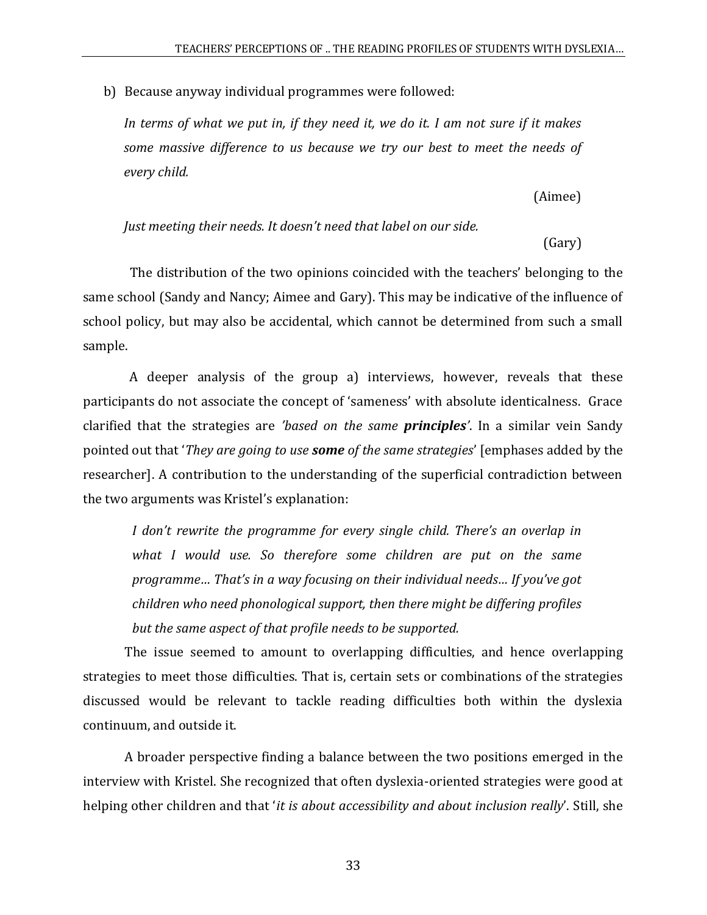b) Because anyway individual programmes were followed:

> *In terms of what we put in, if they need it, we do it. I am not sure if it makes some massive difference to us because we try our best to meet the needs of every child.*
>
> (Aimee)

> *Just meeting their needs. It doesn't need that label on our side.*
>
> (Gary)

The distribution of the two opinions coincided with the teachers' belonging to the same school (Sandy and Nancy; Aimee and Gary). This may be indicative of the influence of school policy, but may also be accidental, which cannot be determined from such a small sample.

A deeper analysis of the group a) interviews, however, reveals that these participants do not associate the concept of 'sameness' with absolute identicalness. Grace clarified that the strategies are *'based on the same **principles**'*. In a similar vein Sandy pointed out that '*They are going to use **some** of the same strategies*' [emphases added by the researcher]. A contribution to the understanding of the superficial contradiction between the two arguments was Kristel's explanation:

> *I don't rewrite the programme for every single child. There's an overlap in what I would use. So therefore some children are put on the same programme… That's in a way focusing on their individual needs… If you've got children who need phonological support, then there might be differing profiles but the same aspect of that profile needs to be supported.*

The issue seemed to amount to overlapping difficulties, and hence overlapping strategies to meet those difficulties. That is, certain sets or combinations of the strategies discussed would be relevant to tackle reading difficulties both within the dyslexia continuum, and outside it.

A broader perspective finding a balance between the two positions emerged in the interview with Kristel. She recognized that often dyslexia-oriented strategies were good at helping other children and that '*it is about accessibility and about inclusion really*'. Still, she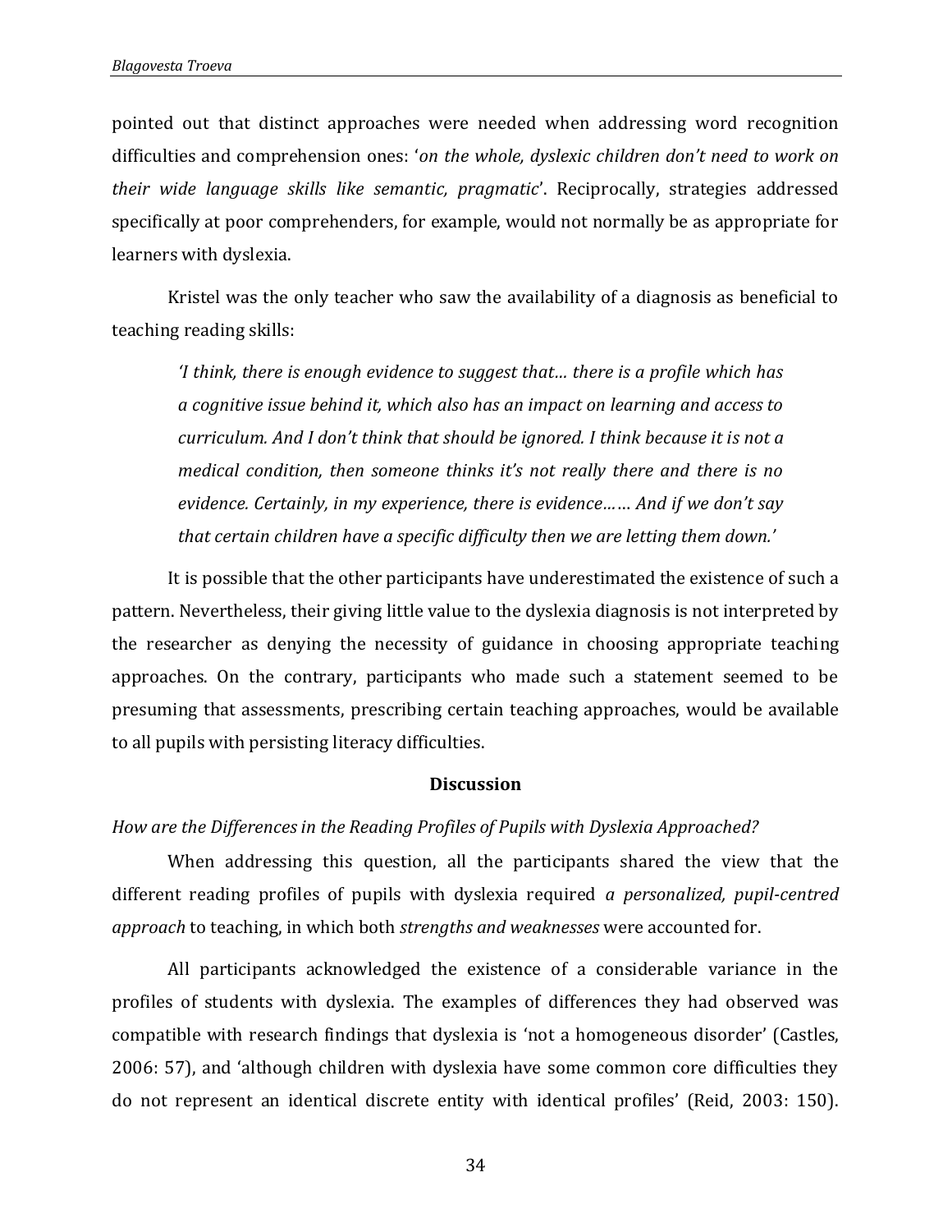pointed out that distinct approaches were needed when addressing word recognition difficulties and comprehension ones: '*on the whole, dyslexic children don't need to work on their wide language skills like semantic, pragmatic*'. Reciprocally, strategies addressed specifically at poor comprehenders, for example, would not normally be as appropriate for learners with dyslexia.

Kristel was the only teacher who saw the availability of a diagnosis as beneficial to teaching reading skills:

> *'I think, there is enough evidence to suggest that… there is a profile which has a cognitive issue behind it, which also has an impact on learning and access to curriculum. And I don't think that should be ignored. I think because it is not a medical condition, then someone thinks it's not really there and there is no evidence. Certainly, in my experience, there is evidence…… And if we don't say that certain children have a specific difficulty then we are letting them down.'*

It is possible that the other participants have underestimated the existence of such a pattern. Nevertheless, their giving little value to the dyslexia diagnosis is not interpreted by the researcher as denying the necessity of guidance in choosing appropriate teaching approaches. On the contrary, participants who made such a statement seemed to be presuming that assessments, prescribing certain teaching approaches, would be available to all pupils with persisting literacy difficulties.

## Discussion

### *How are the Differences in the Reading Profiles of Pupils with Dyslexia Approached?*

When addressing this question, all the participants shared the view that the different reading profiles of pupils with dyslexia required *a personalized, pupil-centred approach* to teaching, in which both *strengths and weaknesses* were accounted for.

All participants acknowledged the existence of a considerable variance in the profiles of students with dyslexia. The examples of differences they had observed was compatible with research findings that dyslexia is 'not a homogeneous disorder' (Castles, 2006: 57), and 'although children with dyslexia have some common core difficulties they do not represent an identical discrete entity with identical profiles' (Reid, 2003: 150).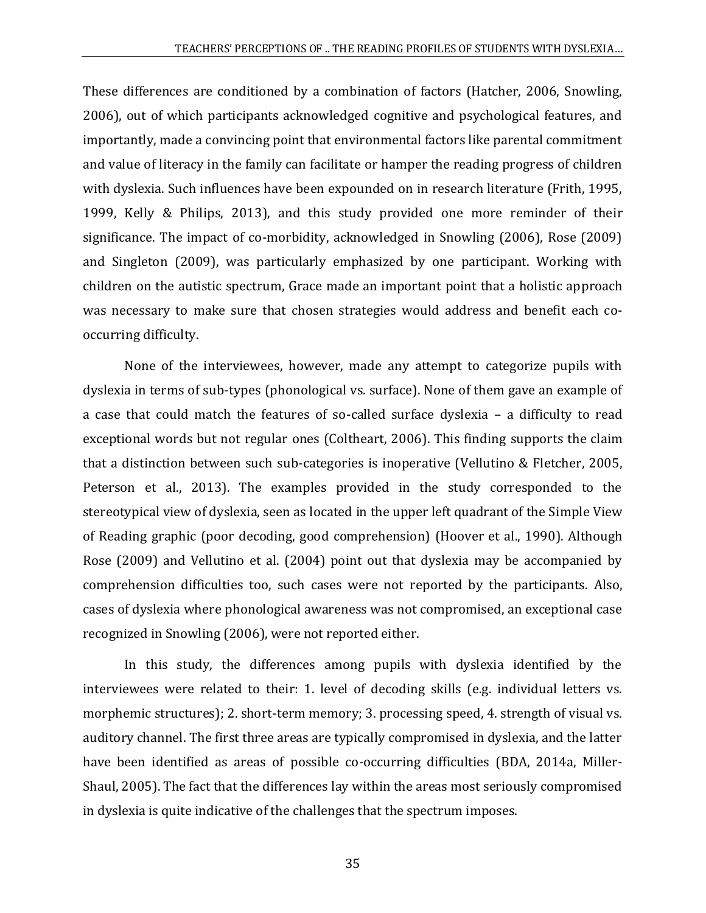These differences are conditioned by a combination of factors (Hatcher, 2006, Snowling, 2006), out of which participants acknowledged cognitive and psychological features, and importantly, made a convincing point that environmental factors like parental commitment and value of literacy in the family can facilitate or hamper the reading progress of children with dyslexia. Such influences have been expounded on in research literature (Frith, 1995, 1999, Kelly & Philips, 2013), and this study provided one more reminder of their significance. The impact of co-morbidity, acknowledged in Snowling (2006), Rose (2009) and Singleton (2009), was particularly emphasized by one participant. Working with children on the autistic spectrum, Grace made an important point that a holistic approach was necessary to make sure that chosen strategies would address and benefit each co-occurring difficulty.

None of the interviewees, however, made any attempt to categorize pupils with dyslexia in terms of sub-types (phonological vs. surface). None of them gave an example of a case that could match the features of so-called surface dyslexia – a difficulty to read exceptional words but not regular ones (Coltheart, 2006). This finding supports the claim that a distinction between such sub-categories is inoperative (Vellutino & Fletcher, 2005, Peterson et al., 2013). The examples provided in the study corresponded to the stereotypical view of dyslexia, seen as located in the upper left quadrant of the Simple View of Reading graphic (poor decoding, good comprehension) (Hoover et al., 1990). Although Rose (2009) and Vellutino et al. (2004) point out that dyslexia may be accompanied by comprehension difficulties too, such cases were not reported by the participants. Also, cases of dyslexia where phonological awareness was not compromised, an exceptional case recognized in Snowling (2006), were not reported either.

In this study, the differences among pupils with dyslexia identified by the interviewees were related to their: 1. level of decoding skills (e.g. individual letters vs. morphemic structures); 2. short-term memory; 3. processing speed, 4. strength of visual vs. auditory channel. The first three areas are typically compromised in dyslexia, and the latter have been identified as areas of possible co-occurring difficulties (BDA, 2014a, Miller-Shaul, 2005). The fact that the differences lay within the areas most seriously compromised in dyslexia is quite indicative of the challenges that the spectrum imposes.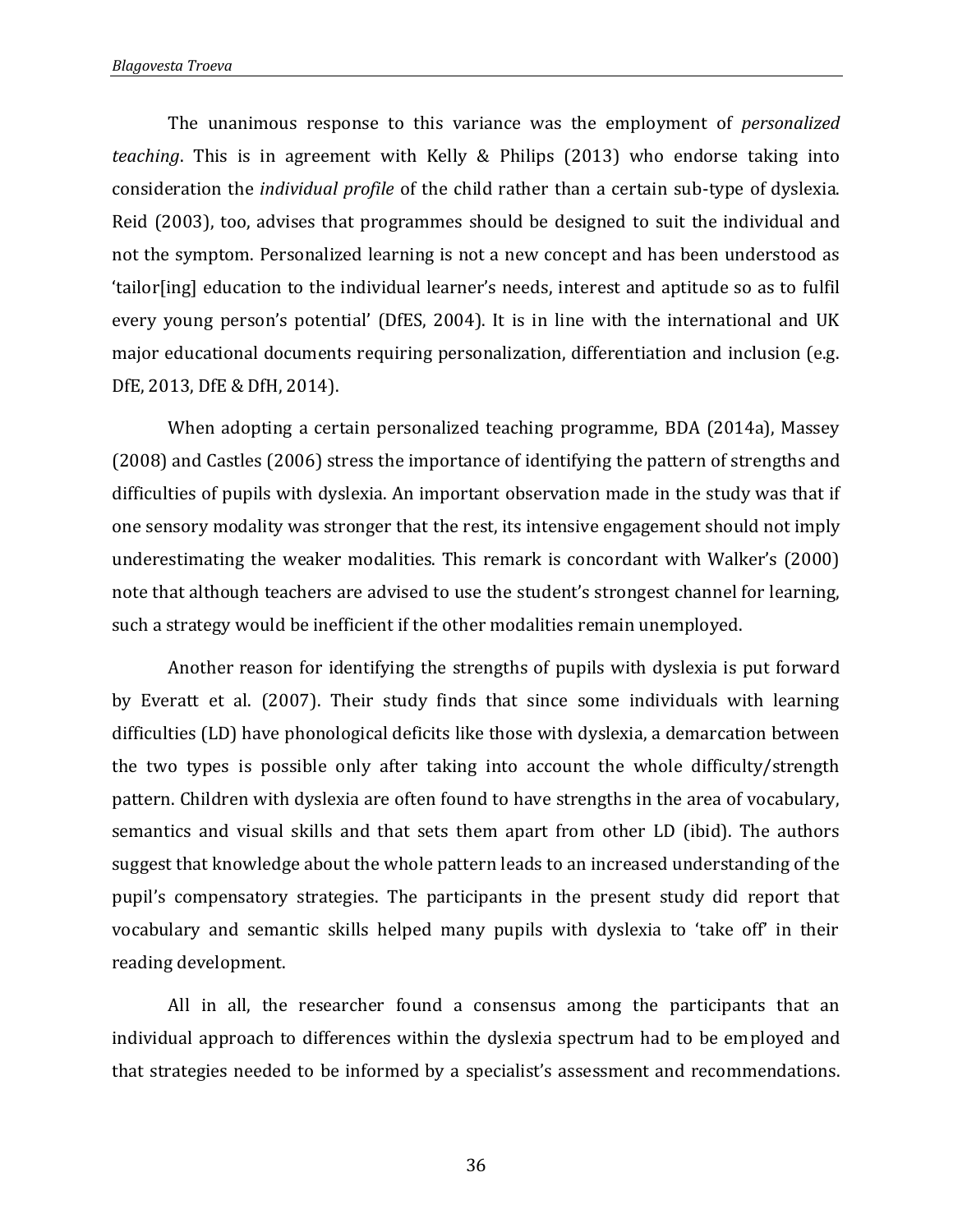The unanimous response to this variance was the employment of *personalized teaching*. This is in agreement with Kelly & Philips (2013) who endorse taking into consideration the *individual profile* of the child rather than a certain sub-type of dyslexia. Reid (2003), too, advises that programmes should be designed to suit the individual and not the symptom. Personalized learning is not a new concept and has been understood as 'tailor[ing] education to the individual learner's needs, interest and aptitude so as to fulfil every young person's potential' (DfES, 2004). It is in line with the international and UK major educational documents requiring personalization, differentiation and inclusion (e.g. DfE, 2013, DfE & DfH, 2014).

When adopting a certain personalized teaching programme, BDA (2014a), Massey (2008) and Castles (2006) stress the importance of identifying the pattern of strengths and difficulties of pupils with dyslexia. An important observation made in the study was that if one sensory modality was stronger that the rest, its intensive engagement should not imply underestimating the weaker modalities. This remark is concordant with Walker's (2000) note that although teachers are advised to use the student's strongest channel for learning, such a strategy would be inefficient if the other modalities remain unemployed.

Another reason for identifying the strengths of pupils with dyslexia is put forward by Everatt et al. (2007). Their study finds that since some individuals with learning difficulties (LD) have phonological deficits like those with dyslexia, a demarcation between the two types is possible only after taking into account the whole difficulty/strength pattern. Children with dyslexia are often found to have strengths in the area of vocabulary, semantics and visual skills and that sets them apart from other LD (ibid). The authors suggest that knowledge about the whole pattern leads to an increased understanding of the pupil's compensatory strategies. The participants in the present study did report that vocabulary and semantic skills helped many pupils with dyslexia to 'take off' in their reading development.

All in all, the researcher found a consensus among the participants that an individual approach to differences within the dyslexia spectrum had to be employed and that strategies needed to be informed by a specialist's assessment and recommendations.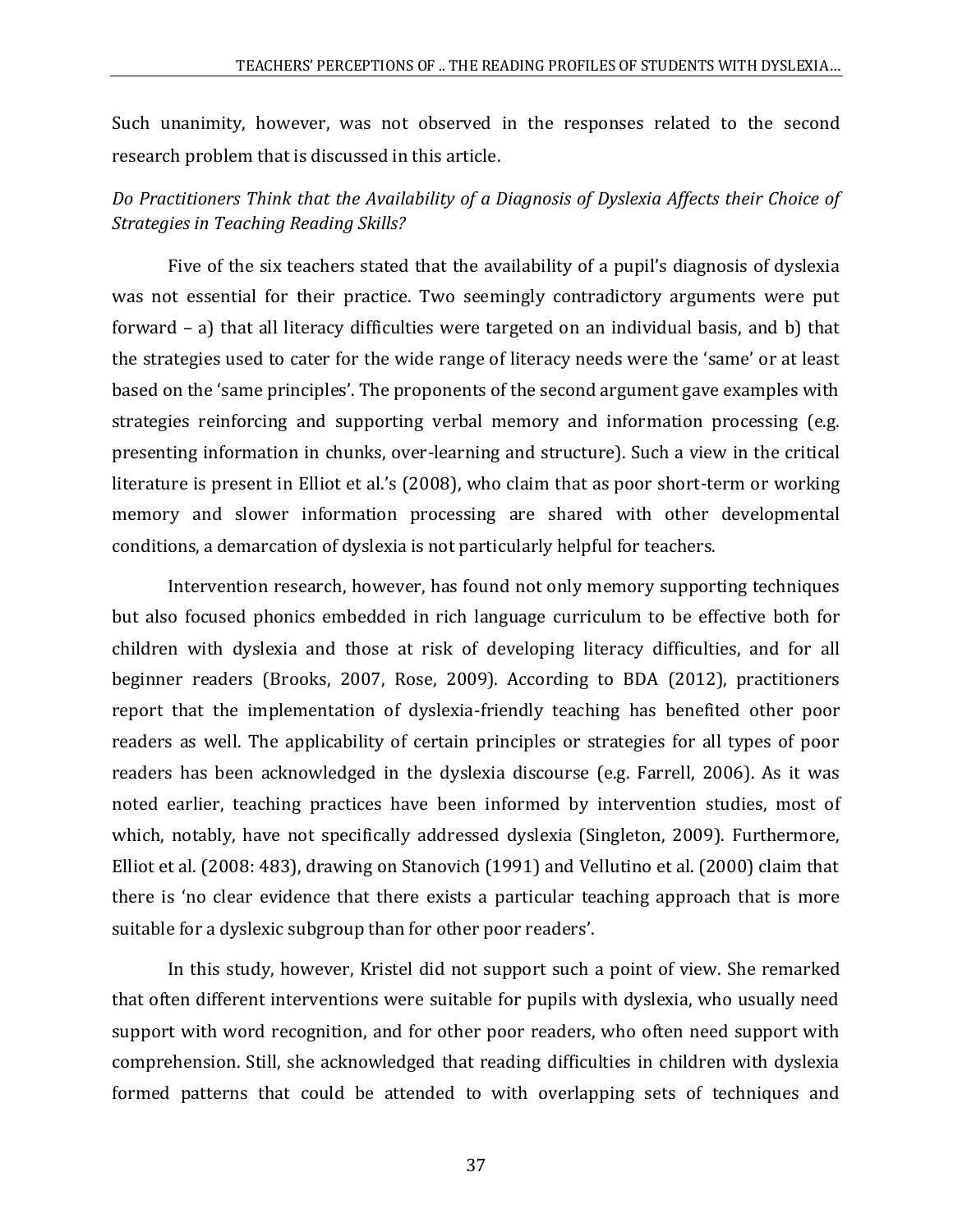Such unanimity, however, was not observed in the responses related to the second research problem that is discussed in this article.

*Do Practitioners Think that the Availability of a Diagnosis of Dyslexia Affects their Choice of Strategies in Teaching Reading Skills?*

Five of the six teachers stated that the availability of a pupil's diagnosis of dyslexia was not essential for their practice. Two seemingly contradictory arguments were put forward – a) that all literacy difficulties were targeted on an individual basis, and b) that the strategies used to cater for the wide range of literacy needs were the 'same' or at least based on the 'same principles'. The proponents of the second argument gave examples with strategies reinforcing and supporting verbal memory and information processing (e.g. presenting information in chunks, over-learning and structure). Such a view in the critical literature is present in Elliot et al.'s (2008), who claim that as poor short-term or working memory and slower information processing are shared with other developmental conditions, a demarcation of dyslexia is not particularly helpful for teachers.

Intervention research, however, has found not only memory supporting techniques but also focused phonics embedded in rich language curriculum to be effective both for children with dyslexia and those at risk of developing literacy difficulties, and for all beginner readers (Brooks, 2007, Rose, 2009). According to BDA (2012), practitioners report that the implementation of dyslexia-friendly teaching has benefited other poor readers as well. The applicability of certain principles or strategies for all types of poor readers has been acknowledged in the dyslexia discourse (e.g. Farrell, 2006). As it was noted earlier, teaching practices have been informed by intervention studies, most of which, notably, have not specifically addressed dyslexia (Singleton, 2009). Furthermore, Elliot et al. (2008: 483), drawing on Stanovich (1991) and Vellutino et al. (2000) claim that there is 'no clear evidence that there exists a particular teaching approach that is more suitable for a dyslexic subgroup than for other poor readers'.

In this study, however, Kristel did not support such a point of view. She remarked that often different interventions were suitable for pupils with dyslexia, who usually need support with word recognition, and for other poor readers, who often need support with comprehension. Still, she acknowledged that reading difficulties in children with dyslexia formed patterns that could be attended to with overlapping sets of techniques and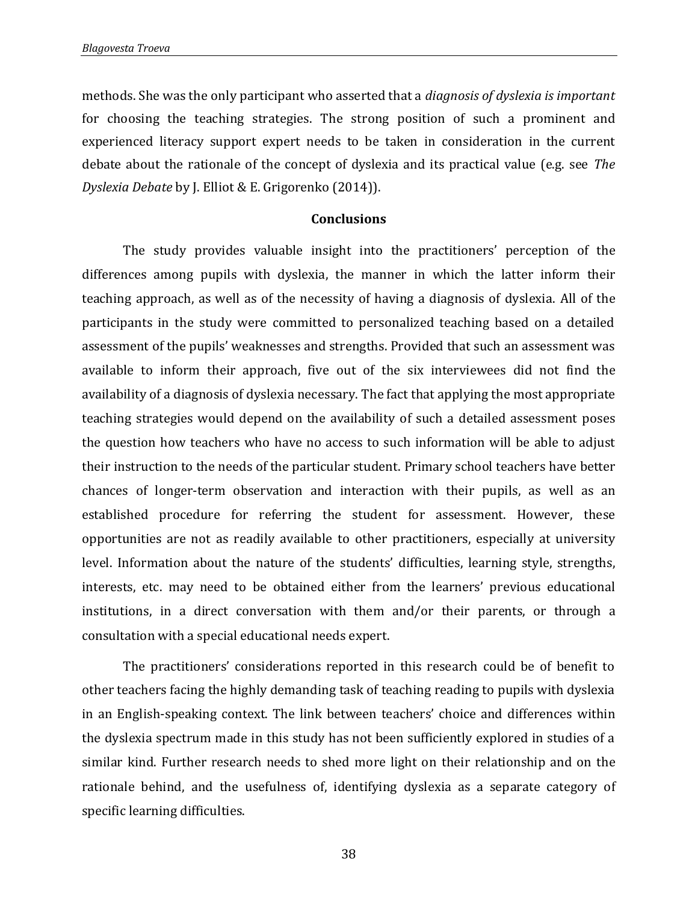methods. She was the only participant who asserted that a *diagnosis of dyslexia is important* for choosing the teaching strategies. The strong position of such a prominent and experienced literacy support expert needs to be taken in consideration in the current debate about the rationale of the concept of dyslexia and its practical value (e.g. see *The Dyslexia Debate* by J. Elliot & E. Grigorenko (2014)).

## Conclusions

The study provides valuable insight into the practitioners' perception of the differences among pupils with dyslexia, the manner in which the latter inform their teaching approach, as well as of the necessity of having a diagnosis of dyslexia. All of the participants in the study were committed to personalized teaching based on a detailed assessment of the pupils' weaknesses and strengths. Provided that such an assessment was available to inform their approach, five out of the six interviewees did not find the availability of a diagnosis of dyslexia necessary. The fact that applying the most appropriate teaching strategies would depend on the availability of such a detailed assessment poses the question how teachers who have no access to such information will be able to adjust their instruction to the needs of the particular student. Primary school teachers have better chances of longer-term observation and interaction with their pupils, as well as an established procedure for referring the student for assessment. However, these opportunities are not as readily available to other practitioners, especially at university level. Information about the nature of the students' difficulties, learning style, strengths, interests, etc. may need to be obtained either from the learners' previous educational institutions, in a direct conversation with them and/or their parents, or through a consultation with a special educational needs expert.

The practitioners' considerations reported in this research could be of benefit to other teachers facing the highly demanding task of teaching reading to pupils with dyslexia in an English-speaking context. The link between teachers' choice and differences within the dyslexia spectrum made in this study has not been sufficiently explored in studies of a similar kind. Further research needs to shed more light on their relationship and on the rationale behind, and the usefulness of, identifying dyslexia as a separate category of specific learning difficulties.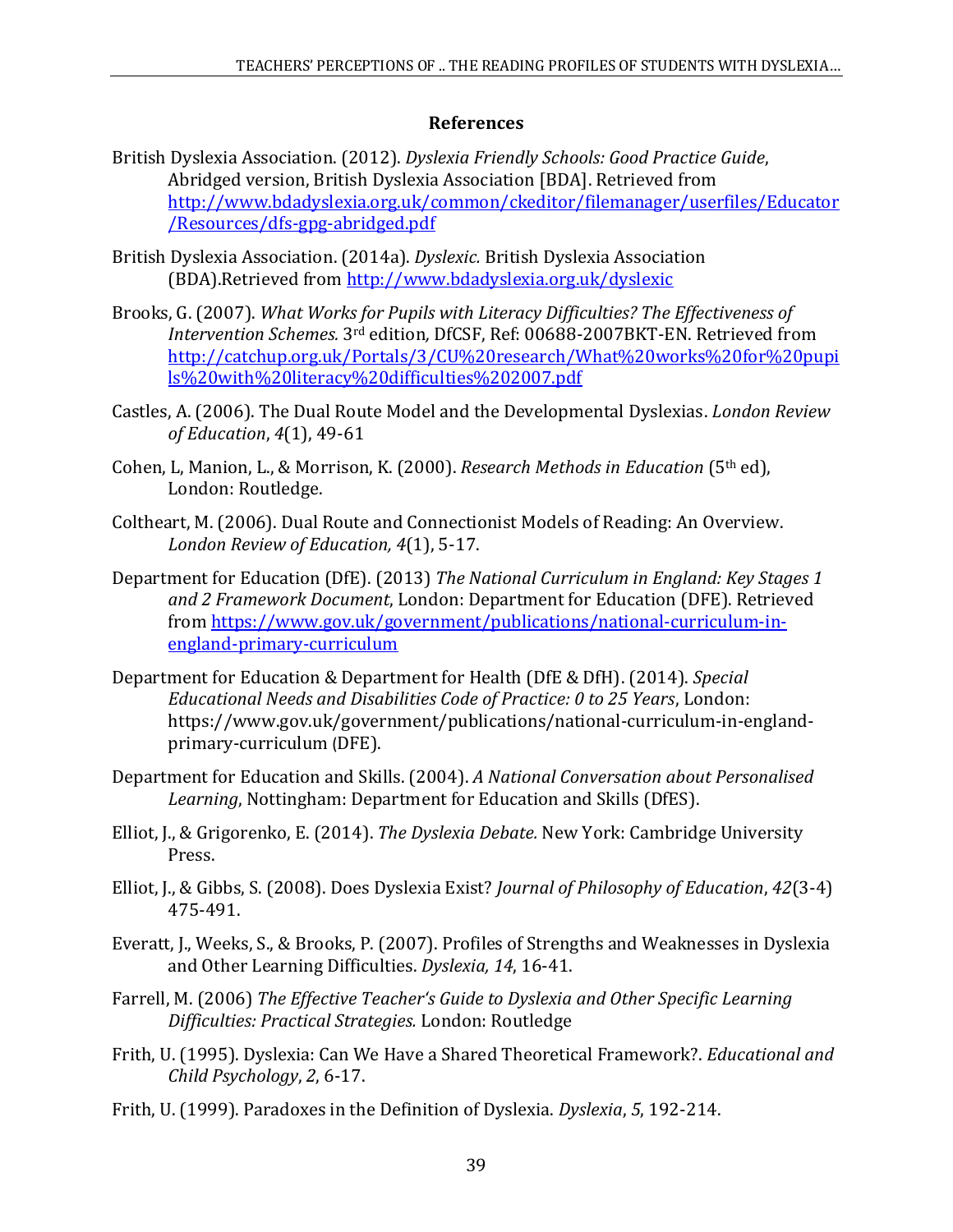## References

British Dyslexia Association. (2012). *Dyslexia Friendly Schools: Good Practice Guide*, Abridged version, British Dyslexia Association [BDA]. Retrieved from http://www.bdadyslexia.org.uk/common/ckeditor/filemanager/userfiles/Educator/Resources/dfs-gpg-abridged.pdf

British Dyslexia Association. (2014a). *Dyslexic.* British Dyslexia Association (BDA).Retrieved from http://www.bdadyslexia.org.uk/dyslexic

Brooks, G. (2007). *What Works for Pupils with Literacy Difficulties? The Effectiveness of Intervention Schemes.* 3rd edition*,* DfCSF, Ref: 00688-2007BKT-EN. Retrieved from http://catchup.org.uk/Portals/3/CU%20research/What%20works%20for%20pupils%20with%20literacy%20difficulties%202007.pdf

Castles, A. (2006). The Dual Route Model and the Developmental Dyslexias. *London Review of Education*, *4*(1), 49-61

Cohen, L, Manion, L., & Morrison, K. (2000). *Research Methods in Education* (5th ed), London: Routledge.

Coltheart, M. (2006). Dual Route and Connectionist Models of Reading: An Overview. *London Review of Education, 4*(1), 5-17.

Department for Education (DfE). (2013) *The National Curriculum in England: Key Stages 1 and 2 Framework Document*, London: Department for Education (DFE). Retrieved from https://www.gov.uk/government/publications/national-curriculum-in-england-primary-curriculum

Department for Education & Department for Health (DfE & DfH). (2014). *Special Educational Needs and Disabilities Code of Practice: 0 to 25 Years*, London: https://www.gov.uk/government/publications/national-curriculum-in-england-primary-curriculum (DFE).

Department for Education and Skills. (2004). *A National Conversation about Personalised Learning*, Nottingham: Department for Education and Skills (DfES).

Elliot, J., & Grigorenko, E. (2014). *The Dyslexia Debate.* New York: Cambridge University Press.

Elliot, J., & Gibbs, S. (2008). Does Dyslexia Exist? *Journal of Philosophy of Education*, *42*(3-4) 475-491.

Everatt, J., Weeks, S., & Brooks, P. (2007). Profiles of Strengths and Weaknesses in Dyslexia and Other Learning Difficulties. *Dyslexia, 14*, 16-41.

Farrell, M. (2006) *The Effective Teacher's Guide to Dyslexia and Other Specific Learning Difficulties: Practical Strategies.* London: Routledge

Frith, U. (1995). Dyslexia: Can We Have a Shared Theoretical Framework?. *Educational and Child Psychology*, *2*, 6-17.

Frith, U. (1999). Paradoxes in the Definition of Dyslexia. *Dyslexia*, *5*, 192-214.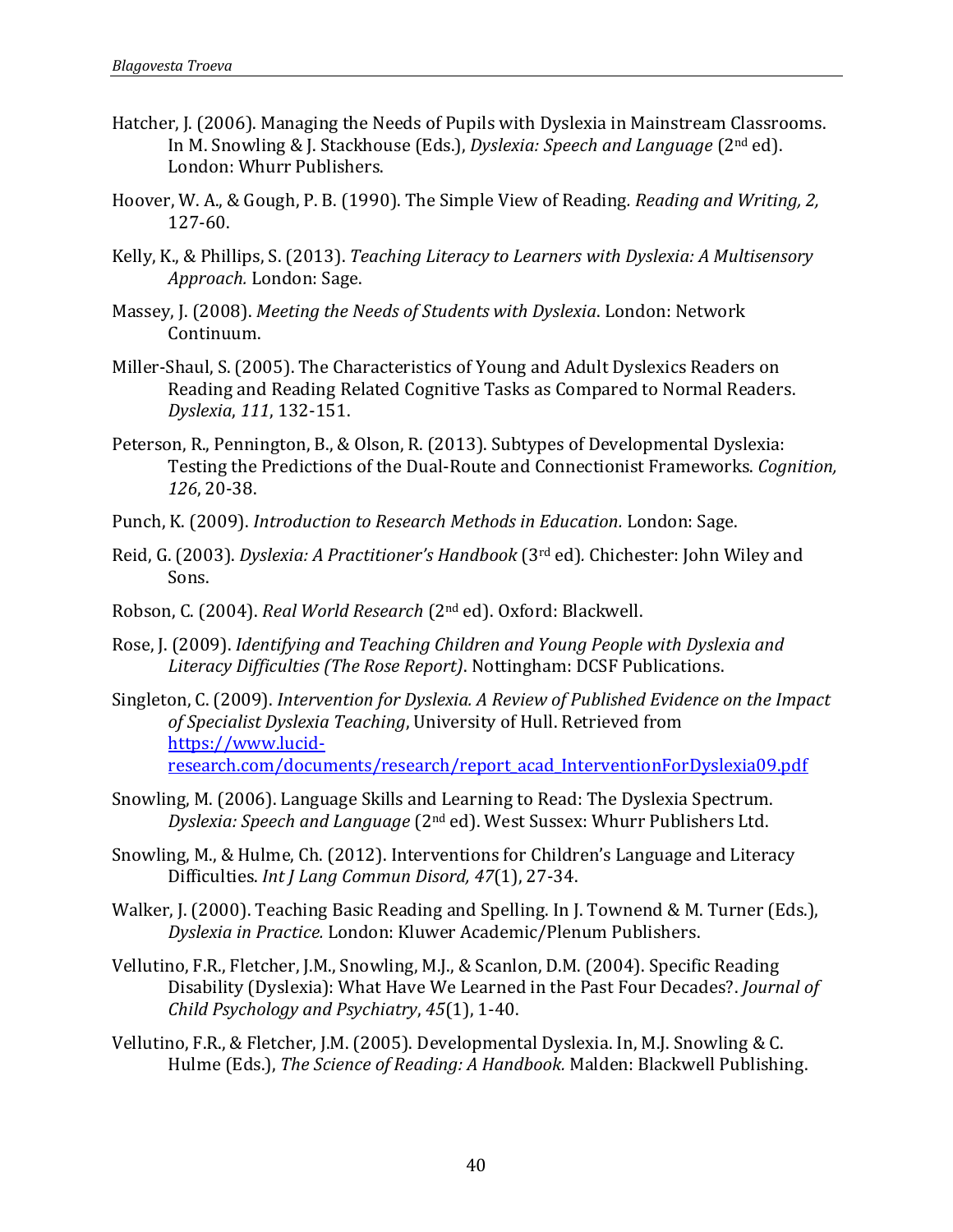Hatcher, J. (2006). Managing the Needs of Pupils with Dyslexia in Mainstream Classrooms. In M. Snowling & J. Stackhouse (Eds.), *Dyslexia: Speech and Language* (2nd ed). London: Whurr Publishers.

Hoover, W. A., & Gough, P. B. (1990). The Simple View of Reading. *Reading and Writing, 2,* 127-60.

Kelly, K., & Phillips, S. (2013). *Teaching Literacy to Learners with Dyslexia: A Multisensory Approach.* London: Sage.

Massey, J. (2008). *Meeting the Needs of Students with Dyslexia*. London: Network Continuum.

Miller-Shaul, S. (2005). The Characteristics of Young and Adult Dyslexics Readers on Reading and Reading Related Cognitive Tasks as Compared to Normal Readers. *Dyslexia*, *111*, 132-151.

Peterson, R., Pennington, B., & Olson, R. (2013). Subtypes of Developmental Dyslexia: Testing the Predictions of the Dual-Route and Connectionist Frameworks. *Cognition, 126*, 20-38.

Punch, K. (2009). *Introduction to Research Methods in Education.* London: Sage.

Reid, G. (2003). *Dyslexia: A Practitioner's Handbook* (3rd ed)*.* Chichester: John Wiley and Sons.

Robson, C. (2004). *Real World Research* (2nd ed). Oxford: Blackwell.

Rose, J. (2009). *Identifying and Teaching Children and Young People with Dyslexia and Literacy Difficulties (The Rose Report)*. Nottingham: DCSF Publications.

Singleton, C. (2009). *Intervention for Dyslexia. A Review of Published Evidence on the Impact of Specialist Dyslexia Teaching*, University of Hull. Retrieved from https://www.lucid-research.com/documents/research/report_acad_InterventionForDyslexia09.pdf

Snowling, M. (2006). Language Skills and Learning to Read: The Dyslexia Spectrum. *Dyslexia: Speech and Language* (2nd ed). West Sussex: Whurr Publishers Ltd.

Snowling, M., & Hulme, Ch. (2012). Interventions for Children's Language and Literacy Difficulties. *Int J Lang Commun Disord, 47*(1), 27-34.

Walker, J. (2000). Teaching Basic Reading and Spelling. In J. Townend & M. Turner (Eds.), *Dyslexia in Practice.* London: Kluwer Academic/Plenum Publishers.

Vellutino, F.R., Fletcher, J.M., Snowling, M.J., & Scanlon, D.M. (2004). Specific Reading Disability (Dyslexia): What Have We Learned in the Past Four Decades?. *Journal of Child Psychology and Psychiatry*, *45*(1), 1-40.

Vellutino, F.R., & Fletcher, J.M. (2005). Developmental Dyslexia. In, M.J. Snowling & C. Hulme (Eds.), *The Science of Reading: A Handbook.* Malden: Blackwell Publishing.